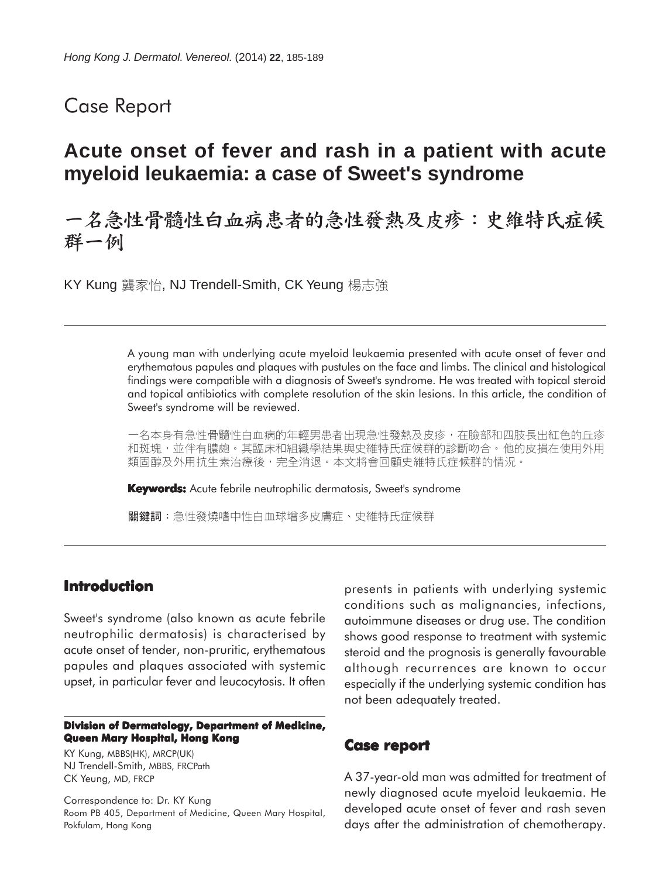Case Report

# Acute onset of fever and rash in a patient with acute myeloid leukaemia: a case of Sweet's syndrome

# 一名急性骨髓性白血病患者的急性發熱及皮疹：史維特氏症候群一例

KY Kung 龔家怡, NJ Trendell-Smith, CK Yeung 楊志強

A young man with underlying acute myeloid leukaemia presented with acute onset of fever and erythematous papules and plaques with pustules on the face and limbs. The clinical and histological findings were compatible with a diagnosis of Sweet's syndrome. He was treated with topical steroid and topical antibiotics with complete resolution of the skin lesions. In this article, the condition of Sweet's syndrome will be reviewed.

一名本身有急性骨髓性白血病的年輕男患者出現急性發熱及皮疹，在臉部和四肢長出紅色的丘疹和斑塊，並伴有膿皰。其臨床和組織學結果與史維特氏症候群的診斷吻合。他的皮損在使用外用類固醇及外用抗生素治療後，完全消退。本文將會回顧史維特氏症候群的情況。

**Keywords:** Acute febrile neutrophilic dermatosis, Sweet's syndrome

**關鍵詞**：急性發燒嗜中性白血球增多皮膚症、史維特氏症候群

## Introduction

Sweet's syndrome (also known as acute febrile neutrophilic dermatosis) is characterised by acute onset of tender, non-pruritic, erythematous papules and plaques associated with systemic upset, in particular fever and leucocytosis. It often presents in patients with underlying systemic conditions such as malignancies, infections, autoimmune diseases or drug use. The condition shows good response to treatment with systemic steroid and the prognosis is generally favourable although recurrences are known to occur especially if the underlying systemic condition has not been adequately treated.

**Division of Dermatology, Department of Medicine, Queen Mary Hospital, Hong Kong**

KY Kung, MBBS(HK), MRCP(UK)
NJ Trendell-Smith, MBBS, FRCPath
CK Yeung, MD, FRCP

Correspondence to: Dr. KY Kung
Room PB 405, Department of Medicine, Queen Mary Hospital, Pokfulam, Hong Kong

## Case report

A 37-year-old man was admitted for treatment of newly diagnosed acute myeloid leukaemia. He developed acute onset of fever and rash seven days after the administration of chemotherapy.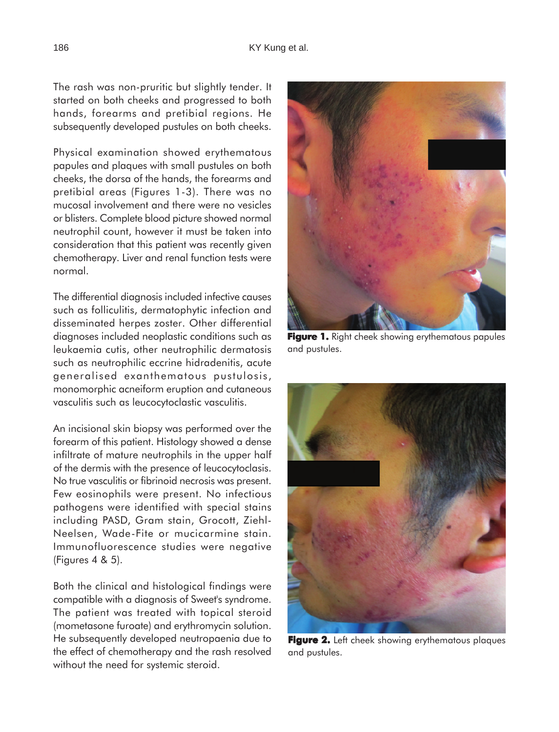The rash was non-pruritic but slightly tender. It started on both cheeks and progressed to both hands, forearms and pretibial regions. He subsequently developed pustules on both cheeks.

Physical examination showed erythematous papules and plaques with small pustules on both cheeks, the dorsa of the hands, the forearms and pretibial areas (Figures 1-3). There was no mucosal involvement and there were no vesicles or blisters. Complete blood picture showed normal neutrophil count, however it must be taken into consideration that this patient was recently given chemotherapy. Liver and renal function tests were normal.

The differential diagnosis included infective causes such as folliculitis, dermatophytic infection and disseminated herpes zoster. Other differential diagnoses included neoplastic conditions such as leukaemia cutis, other neutrophilic dermatosis such as neutrophilic eccrine hidradenitis, acute generalised exanthematous pustulosis, monomorphic acneiform eruption and cutaneous vasculitis such as leucocytoclastic vasculitis.

An incisional skin biopsy was performed over the forearm of this patient. Histology showed a dense infiltrate of mature neutrophils in the upper half of the dermis with the presence of leucocytoclasis. No true vasculitis or fibrinoid necrosis was present. Few eosinophils were present. No infectious pathogens were identified with special stains including PASD, Gram stain, Grocott, Ziehl-Neelsen, Wade-Fite or mucicarmine stain. Immunofluorescence studies were negative (Figures 4 & 5).

Both the clinical and histological findings were compatible with a diagnosis of Sweet's syndrome. The patient was treated with topical steroid (mometasone furoate) and erythromycin solution. He subsequently developed neutropaenia due to the effect of chemotherapy and the rash resolved without the need for systemic steroid.

**Figure 1.** Right cheek showing erythematous papules and pustules.

**Figure 2.** Left cheek showing erythematous plaques and pustules.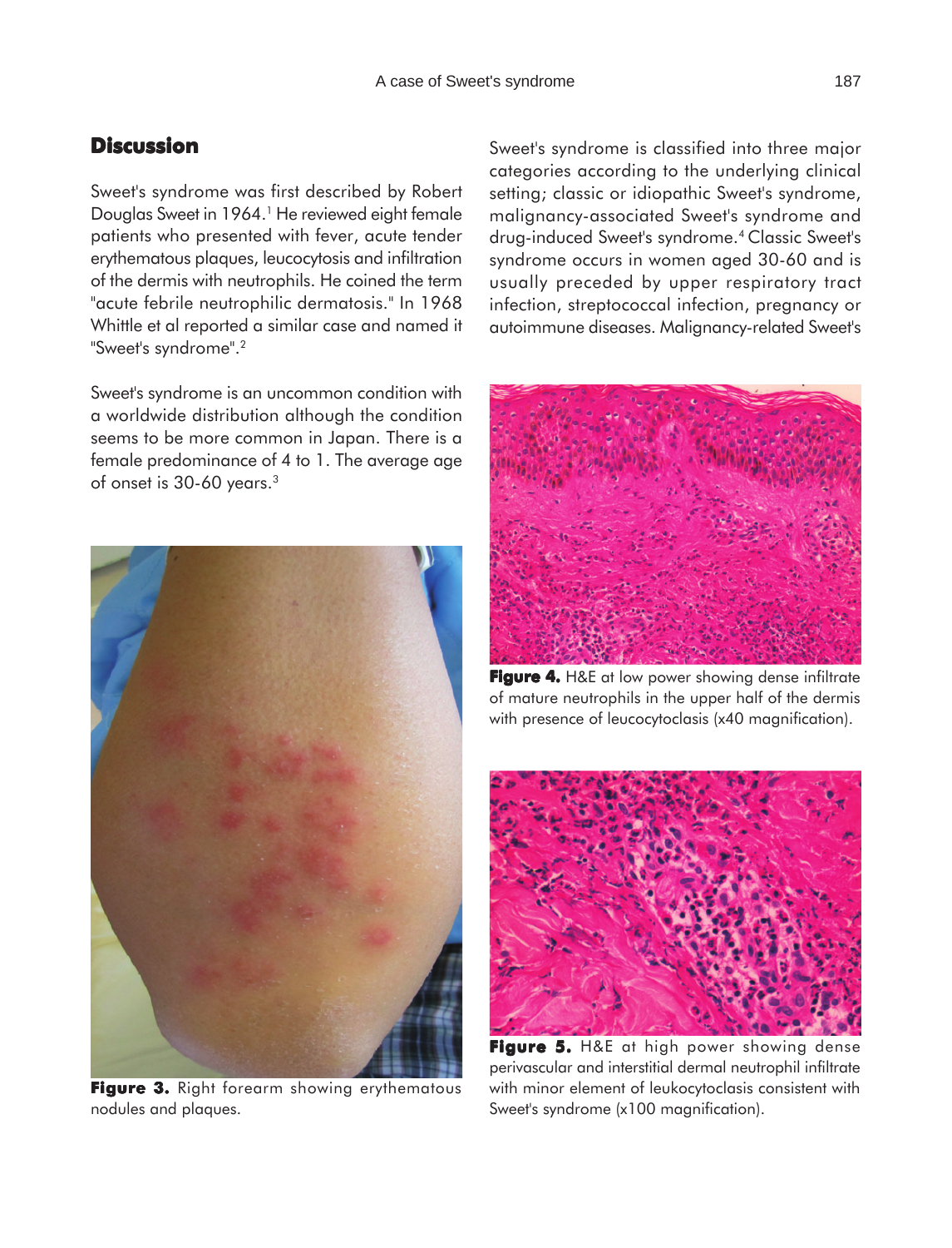## Discussion

Sweet's syndrome was first described by Robert Douglas Sweet in 1964.[1] He reviewed eight female patients who presented with fever, acute tender erythematous plaques, leucocytosis and infiltration of the dermis with neutrophils. He coined the term "acute febrile neutrophilic dermatosis." In 1968 Whittle et al reported a similar case and named it "Sweet's syndrome".[2]

Sweet's syndrome is an uncommon condition with a worldwide distribution although the condition seems to be more common in Japan. There is a female predominance of 4 to 1. The average age of onset is 30-60 years.[3]

**Figure 3.** Right forearm showing erythematous nodules and plaques.

Sweet's syndrome is classified into three major categories according to the underlying clinical setting; classic or idiopathic Sweet's syndrome, malignancy-associated Sweet's syndrome and drug-induced Sweet's syndrome.[4] Classic Sweet's syndrome occurs in women aged 30-60 and is usually preceded by upper respiratory tract infection, streptococcal infection, pregnancy or autoimmune diseases. Malignancy-related Sweet's

**Figure 4.** H&E at low power showing dense infiltrate of mature neutrophils in the upper half of the dermis with presence of leucocytoclasis (x40 magnification).

**Figure 5.** H&E at high power showing dense perivascular and interstitial dermal neutrophil infiltrate with minor element of leukocytoclasis consistent with Sweet's syndrome (x100 magnification).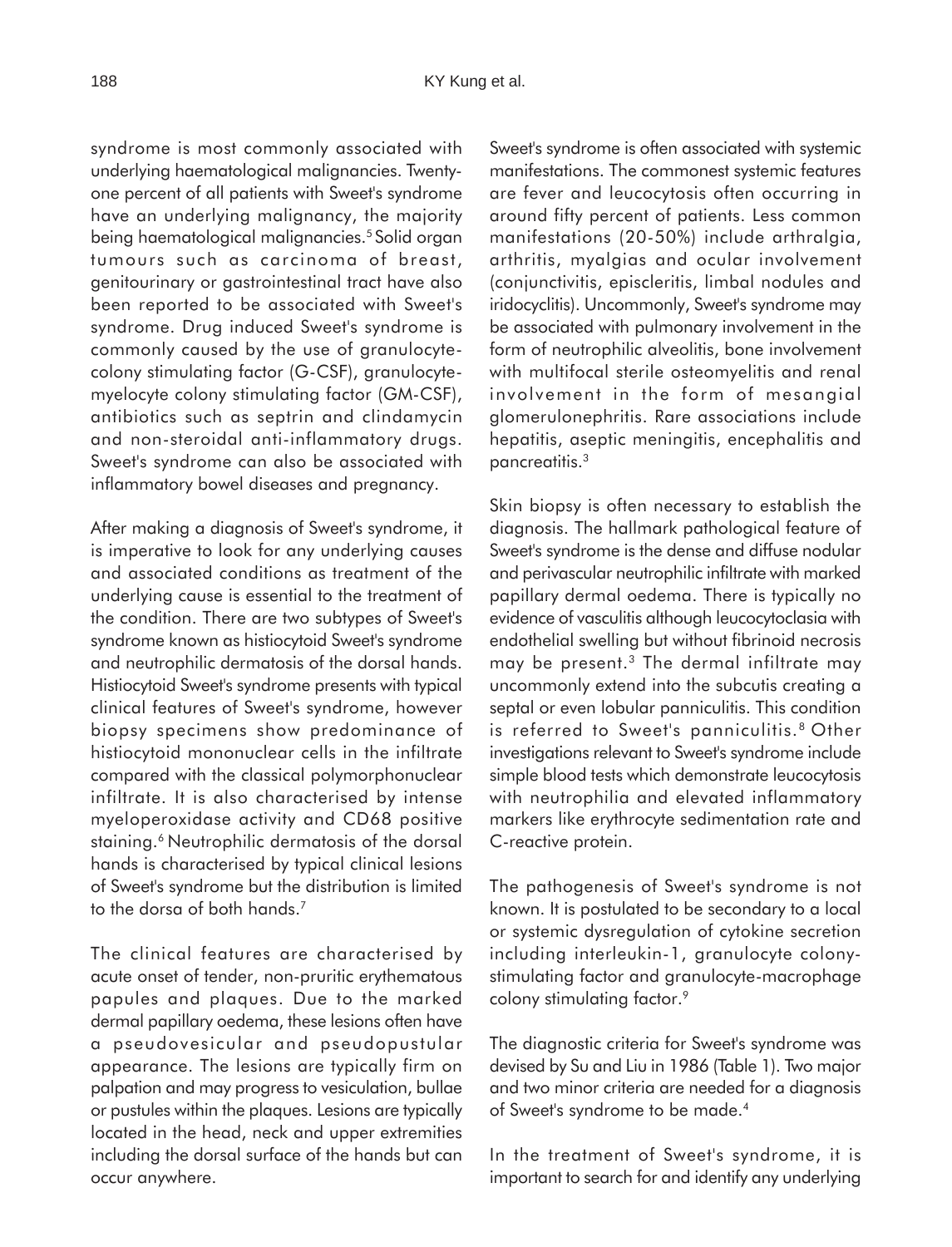syndrome is most commonly associated with underlying haematological malignancies. Twenty-one percent of all patients with Sweet's syndrome have an underlying malignancy, the majority being haematological malignancies.[5] Solid organ tumours such as carcinoma of breast, genitourinary or gastrointestinal tract have also been reported to be associated with Sweet's syndrome. Drug induced Sweet's syndrome is commonly caused by the use of granulocyte-colony stimulating factor (G-CSF), granulocyte-myelocyte colony stimulating factor (GM-CSF), antibiotics such as septrin and clindamycin and non-steroidal anti-inflammatory drugs. Sweet's syndrome can also be associated with inflammatory bowel diseases and pregnancy.

After making a diagnosis of Sweet's syndrome, it is imperative to look for any underlying causes and associated conditions as treatment of the underlying cause is essential to the treatment of the condition. There are two subtypes of Sweet's syndrome known as histiocytoid Sweet's syndrome and neutrophilic dermatosis of the dorsal hands. Histiocytoid Sweet's syndrome presents with typical clinical features of Sweet's syndrome, however biopsy specimens show predominance of histiocytoid mononuclear cells in the infiltrate compared with the classical polymorphonuclear infiltrate. It is also characterised by intense myeloperoxidase activity and CD68 positive staining.[6] Neutrophilic dermatosis of the dorsal hands is characterised by typical clinical lesions of Sweet's syndrome but the distribution is limited to the dorsa of both hands.[7]

The clinical features are characterised by acute onset of tender, non-pruritic erythematous papules and plaques. Due to the marked dermal papillary oedema, these lesions often have a pseudovesicular and pseudopustular appearance. The lesions are typically firm on palpation and may progress to vesiculation, bullae or pustules within the plaques. Lesions are typically located in the head, neck and upper extremities including the dorsal surface of the hands but can occur anywhere.

Sweet's syndrome is often associated with systemic manifestations. The commonest systemic features are fever and leucocytosis often occurring in around fifty percent of patients. Less common manifestations (20-50%) include arthralgia, arthritis, myalgias and ocular involvement (conjunctivitis, episcleritis, limbal nodules and iridocyclitis). Uncommonly, Sweet's syndrome may be associated with pulmonary involvement in the form of neutrophilic alveolitis, bone involvement with multifocal sterile osteomyelitis and renal involvement in the form of mesangial glomerulonephritis. Rare associations include hepatitis, aseptic meningitis, encephalitis and pancreatitis.[3]

Skin biopsy is often necessary to establish the diagnosis. The hallmark pathological feature of Sweet's syndrome is the dense and diffuse nodular and perivascular neutrophilic infiltrate with marked papillary dermal oedema. There is typically no evidence of vasculitis although leucocytoclasia with endothelial swelling but without fibrinoid necrosis may be present.[3] The dermal infiltrate may uncommonly extend into the subcutis creating a septal or even lobular panniculitis. This condition is referred to Sweet's panniculitis.[8] Other investigations relevant to Sweet's syndrome include simple blood tests which demonstrate leucocytosis with neutrophilia and elevated inflammatory markers like erythrocyte sedimentation rate and C-reactive protein.

The pathogenesis of Sweet's syndrome is not known. It is postulated to be secondary to a local or systemic dysregulation of cytokine secretion including interleukin-1, granulocyte colony-stimulating factor and granulocyte-macrophage colony stimulating factor.[9]

The diagnostic criteria for Sweet's syndrome was devised by Su and Liu in 1986 (Table 1). Two major and two minor criteria are needed for a diagnosis of Sweet's syndrome to be made.[4]

In the treatment of Sweet's syndrome, it is important to search for and identify any underlying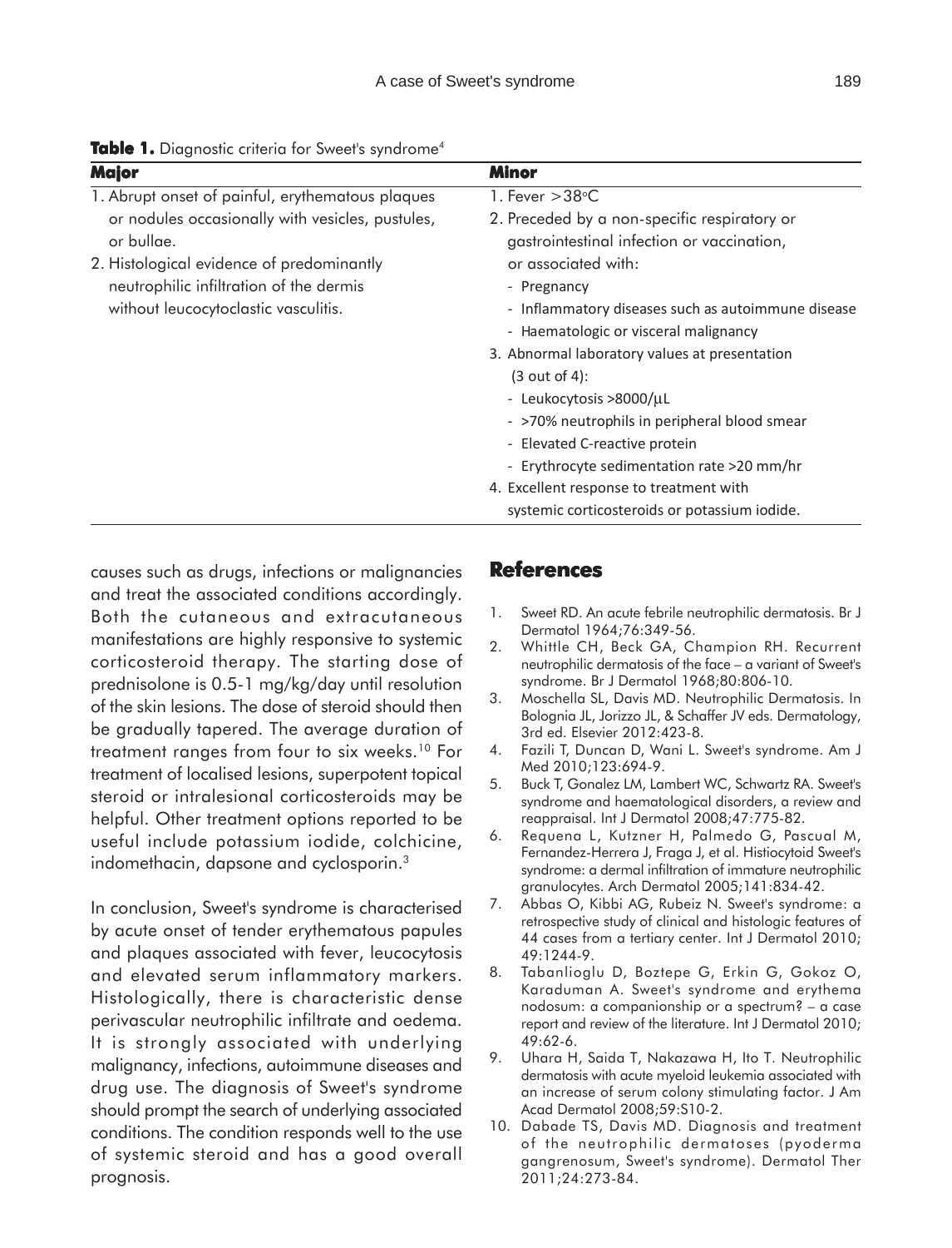**Table 1.** Diagnostic criteria for Sweet's syndrome[4]

| Major | Minor |
|---|---|
| 1. Abrupt onset of painful, erythematous plaques or nodules occasionally with vesicles, pustules, or bullae.<br>2. Histological evidence of predominantly neutrophilic infiltration of the dermis without leucocytoclastic vasculitis. | 1. Fever >38°C<br>2. Preceded by a non-specific respiratory or gastrointestinal infection or vaccination, or associated with:<br>- Pregnancy<br>- Inflammatory diseases such as autoimmune disease<br>- Haematologic or visceral malignancy<br>3. Abnormal laboratory values at presentation (3 out of 4):<br>- Leukocytosis >8000/µL<br>- >70% neutrophils in peripheral blood smear<br>- Elevated C-reactive protein<br>- Erythrocyte sedimentation rate >20 mm/hr<br>4. Excellent response to treatment with systemic corticosteroids or potassium iodide. |

causes such as drugs, infections or malignancies and treat the associated conditions accordingly. Both the cutaneous and extracutaneous manifestations are highly responsive to systemic corticosteroid therapy. The starting dose of prednisolone is 0.5-1 mg/kg/day until resolution of the skin lesions. The dose of steroid should then be gradually tapered. The average duration of treatment ranges from four to six weeks.[10] For treatment of localised lesions, superpotent topical steroid or intralesional corticosteroids may be helpful. Other treatment options reported to be useful include potassium iodide, colchicine, indomethacin, dapsone and cyclosporin.[3]

In conclusion, Sweet's syndrome is characterised by acute onset of tender erythematous papules and plaques associated with fever, leucocytosis and elevated serum inflammatory markers. Histologically, there is characteristic dense perivascular neutrophilic infiltrate and oedema. It is strongly associated with underlying malignancy, infections, autoimmune diseases and drug use. The diagnosis of Sweet's syndrome should prompt the search of underlying associated conditions. The condition responds well to the use of systemic steroid and has a good overall prognosis.

## References

1. Sweet RD. An acute febrile neutrophilic dermatosis. Br J Dermatol 1964;76:349-56.
2. Whittle CH, Beck GA, Champion RH. Recurrent neutrophilic dermatosis of the face – a variant of Sweet's syndrome. Br J Dermatol 1968;80:806-10.
3. Moschella SL, Davis MD. Neutrophilic Dermatosis. In Bolognia JL, Jorizzo JL, & Schaffer JV eds. Dermatology, 3rd ed. Elsevier 2012:423-8.
4. Fazili T, Duncan D, Wani L. Sweet's syndrome. Am J Med 2010;123:694-9.
5. Buck T, Gonalez LM, Lambert WC, Schwartz RA. Sweet's syndrome and haematological disorders, a review and reappraisal. Int J Dermatol 2008;47:775-82.
6. Requena L, Kutzner H, Palmedo G, Pascual M, Fernandez-Herrera J, Fraga J, et al. Histiocytoid Sweet's syndrome: a dermal infiltration of immature neutrophilic granulocytes. Arch Dermatol 2005;141:834-42.
7. Abbas O, Kibbi AG, Rubeiz N. Sweet's syndrome: a retrospective study of clinical and histologic features of 44 cases from a tertiary center. Int J Dermatol 2010; 49:1244-9.
8. Tabanlioglu D, Boztepe G, Erkin G, Gokoz O, Karaduman A. Sweet's syndrome and erythema nodosum: a companionship or a spectrum? – a case report and review of the literature. Int J Dermatol 2010; 49:62-6.
9. Uhara H, Saida T, Nakazawa H, Ito T. Neutrophilic dermatosis with acute myeloid leukemia associated with an increase of serum colony stimulating factor. J Am Acad Dermatol 2008;59:S10-2.
10. Dabade TS, Davis MD. Diagnosis and treatment of the neutrophilic dermatoses (pyoderma gangrenosum, Sweet's syndrome). Dermatol Ther 2011;24:273-84.